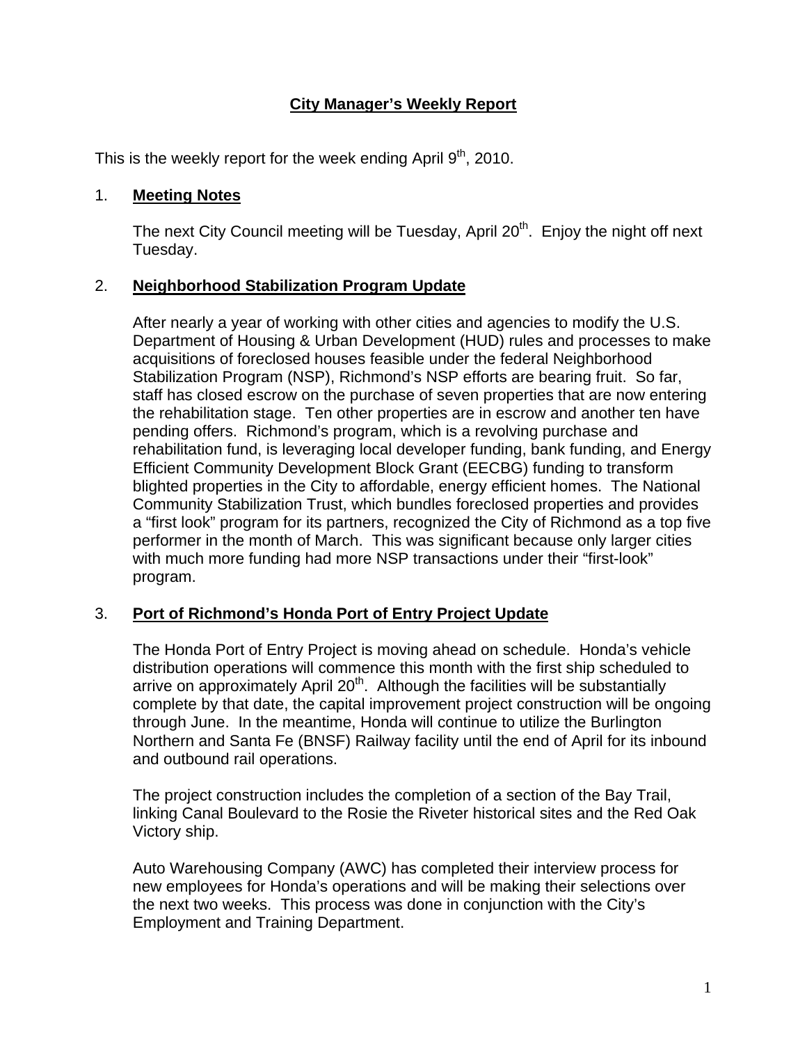# City Manager's Weekly Report

This is the weekly report for the week ending April 9th, 2010.

## 1. Meeting Notes

The next City Council meeting will be Tuesday, April 20th. Enjoy the night off next Tuesday.

## 2. Neighborhood Stabilization Program Update

After nearly a year of working with other cities and agencies to modify the U.S. Department of Housing & Urban Development (HUD) rules and processes to make acquisitions of foreclosed houses feasible under the federal Neighborhood Stabilization Program (NSP), Richmond's NSP efforts are bearing fruit. So far, staff has closed escrow on the purchase of seven properties that are now entering the rehabilitation stage. Ten other properties are in escrow and another ten have pending offers. Richmond's program, which is a revolving purchase and rehabilitation fund, is leveraging local developer funding, bank funding, and Energy Efficient Community Development Block Grant (EECBG) funding to transform blighted properties in the City to affordable, energy efficient homes. The National Community Stabilization Trust, which bundles foreclosed properties and provides a "first look" program for its partners, recognized the City of Richmond as a top five performer in the month of March. This was significant because only larger cities with much more funding had more NSP transactions under their "first-look" program.

## 3. Port of Richmond's Honda Port of Entry Project Update

The Honda Port of Entry Project is moving ahead on schedule. Honda's vehicle distribution operations will commence this month with the first ship scheduled to arrive on approximately April 20th. Although the facilities will be substantially complete by that date, the capital improvement project construction will be ongoing through June. In the meantime, Honda will continue to utilize the Burlington Northern and Santa Fe (BNSF) Railway facility until the end of April for its inbound and outbound rail operations.

The project construction includes the completion of a section of the Bay Trail, linking Canal Boulevard to the Rosie the Riveter historical sites and the Red Oak Victory ship.

Auto Warehousing Company (AWC) has completed their interview process for new employees for Honda's operations and will be making their selections over the next two weeks. This process was done in conjunction with the City's Employment and Training Department.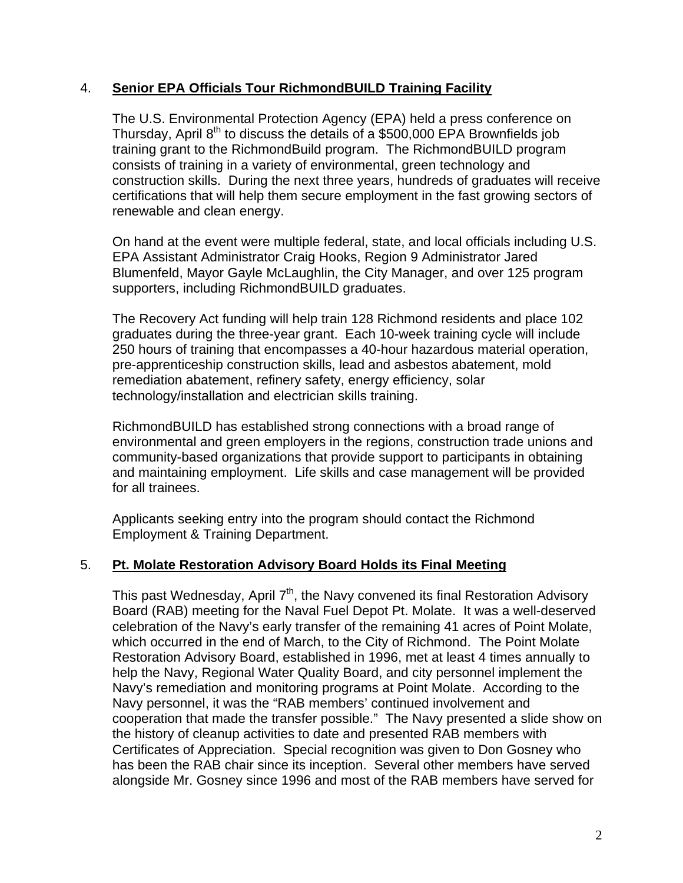4. **Senior EPA Officials Tour RichmondBUILD Training Facility**

The U.S. Environmental Protection Agency (EPA) held a press conference on Thursday, April 8th to discuss the details of a $500,000 EPA Brownfields job training grant to the RichmondBuild program. The RichmondBUILD program consists of training in a variety of environmental, green technology and construction skills. During the next three years, hundreds of graduates will receive certifications that will help them secure employment in the fast growing sectors of renewable and clean energy.

On hand at the event were multiple federal, state, and local officials including U.S. EPA Assistant Administrator Craig Hooks, Region 9 Administrator Jared Blumenfeld, Mayor Gayle McLaughlin, the City Manager, and over 125 program supporters, including RichmondBUILD graduates.

The Recovery Act funding will help train 128 Richmond residents and place 102 graduates during the three-year grant. Each 10-week training cycle will include 250 hours of training that encompasses a 40-hour hazardous material operation, pre-apprenticeship construction skills, lead and asbestos abatement, mold remediation abatement, refinery safety, energy efficiency, solar technology/installation and electrician skills training.

RichmondBUILD has established strong connections with a broad range of environmental and green employers in the regions, construction trade unions and community-based organizations that provide support to participants in obtaining and maintaining employment. Life skills and case management will be provided for all trainees.

Applicants seeking entry into the program should contact the Richmond Employment & Training Department.

5. **Pt. Molate Restoration Advisory Board Holds its Final Meeting**

This past Wednesday, April 7th, the Navy convened its final Restoration Advisory Board (RAB) meeting for the Naval Fuel Depot Pt. Molate. It was a well-deserved celebration of the Navy's early transfer of the remaining 41 acres of Point Molate, which occurred in the end of March, to the City of Richmond. The Point Molate Restoration Advisory Board, established in 1996, met at least 4 times annually to help the Navy, Regional Water Quality Board, and city personnel implement the Navy's remediation and monitoring programs at Point Molate. According to the Navy personnel, it was the "RAB members' continued involvement and cooperation that made the transfer possible." The Navy presented a slide show on the history of cleanup activities to date and presented RAB members with Certificates of Appreciation. Special recognition was given to Don Gosney who has been the RAB chair since its inception. Several other members have served alongside Mr. Gosney since 1996 and most of the RAB members have served for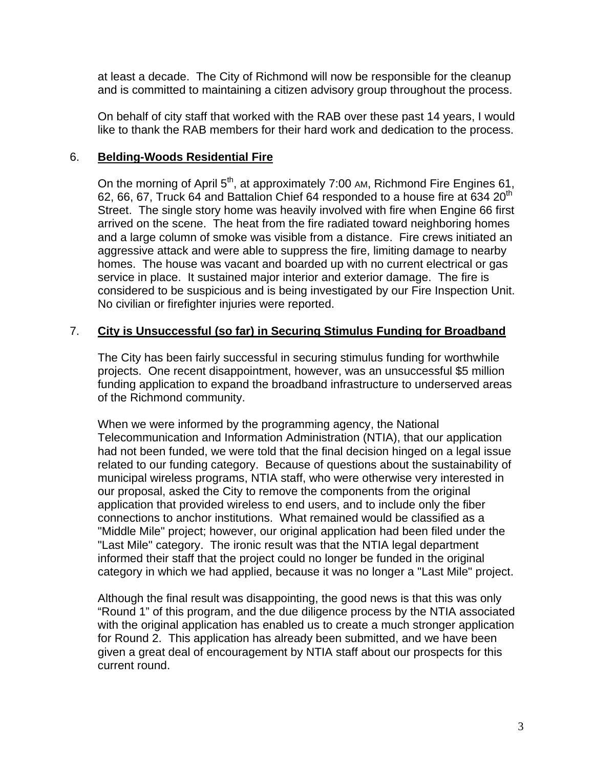at least a decade. The City of Richmond will now be responsible for the cleanup and is committed to maintaining a citizen advisory group throughout the process.

On behalf of city staff that worked with the RAB over these past 14 years, I would like to thank the RAB members for their hard work and dedication to the process.

6. **Belding-Woods Residential Fire**

On the morning of April 5th, at approximately 7:00 AM, Richmond Fire Engines 61, 62, 66, 67, Truck 64 and Battalion Chief 64 responded to a house fire at 634 20th Street. The single story home was heavily involved with fire when Engine 66 first arrived on the scene. The heat from the fire radiated toward neighboring homes and a large column of smoke was visible from a distance. Fire crews initiated an aggressive attack and were able to suppress the fire, limiting damage to nearby homes. The house was vacant and boarded up with no current electrical or gas service in place. It sustained major interior and exterior damage. The fire is considered to be suspicious and is being investigated by our Fire Inspection Unit. No civilian or firefighter injuries were reported.

7. **City is Unsuccessful (so far) in Securing Stimulus Funding for Broadband**

The City has been fairly successful in securing stimulus funding for worthwhile projects. One recent disappointment, however, was an unsuccessful $5 million funding application to expand the broadband infrastructure to underserved areas of the Richmond community.

When we were informed by the programming agency, the National Telecommunication and Information Administration (NTIA), that our application had not been funded, we were told that the final decision hinged on a legal issue related to our funding category. Because of questions about the sustainability of municipal wireless programs, NTIA staff, who were otherwise very interested in our proposal, asked the City to remove the components from the original application that provided wireless to end users, and to include only the fiber connections to anchor institutions. What remained would be classified as a "Middle Mile" project; however, our original application had been filed under the "Last Mile" category. The ironic result was that the NTIA legal department informed their staff that the project could no longer be funded in the original category in which we had applied, because it was no longer a "Last Mile" project.

Although the final result was disappointing, the good news is that this was only "Round 1" of this program, and the due diligence process by the NTIA associated with the original application has enabled us to create a much stronger application for Round 2. This application has already been submitted, and we have been given a great deal of encouragement by NTIA staff about our prospects for this current round.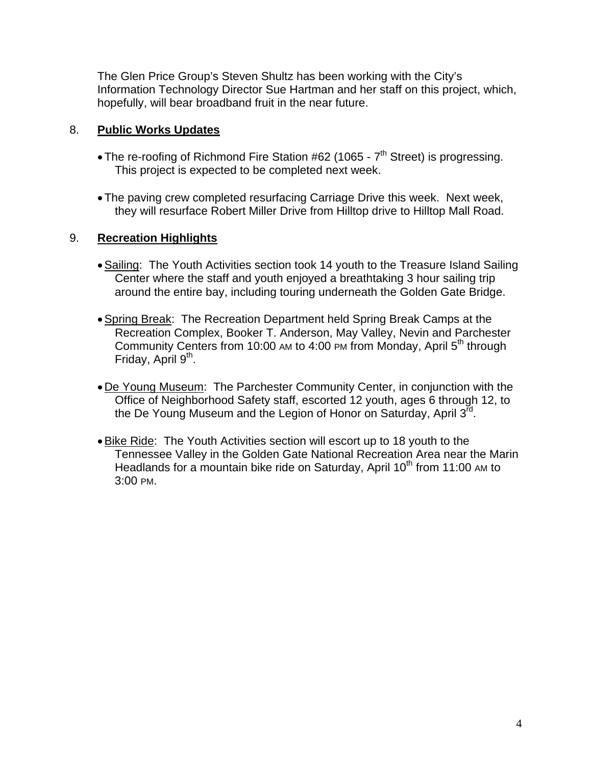The Glen Price Group's Steven Shultz has been working with the City's Information Technology Director Sue Hartman and her staff on this project, which, hopefully, will bear broadband fruit in the near future.

## 8. **Public Works Updates**

- The re-roofing of Richmond Fire Station #62 (1065 - 7th Street) is progressing. This project is expected to be completed next week.
- The paving crew completed resurfacing Carriage Drive this week. Next week, they will resurface Robert Miller Drive from Hilltop drive to Hilltop Mall Road.

## 9. **Recreation Highlights**

- Sailing: The Youth Activities section took 14 youth to the Treasure Island Sailing Center where the staff and youth enjoyed a breathtaking 3 hour sailing trip around the entire bay, including touring underneath the Golden Gate Bridge.
- Spring Break: The Recreation Department held Spring Break Camps at the Recreation Complex, Booker T. Anderson, May Valley, Nevin and Parchester Community Centers from 10:00 AM to 4:00 PM from Monday, April 5th through Friday, April 9th.
- De Young Museum: The Parchester Community Center, in conjunction with the Office of Neighborhood Safety staff, escorted 12 youth, ages 6 through 12, to the De Young Museum and the Legion of Honor on Saturday, April 3rd.
- Bike Ride: The Youth Activities section will escort up to 18 youth to the Tennessee Valley in the Golden Gate National Recreation Area near the Marin Headlands for a mountain bike ride on Saturday, April 10th from 11:00 AM to 3:00 PM.